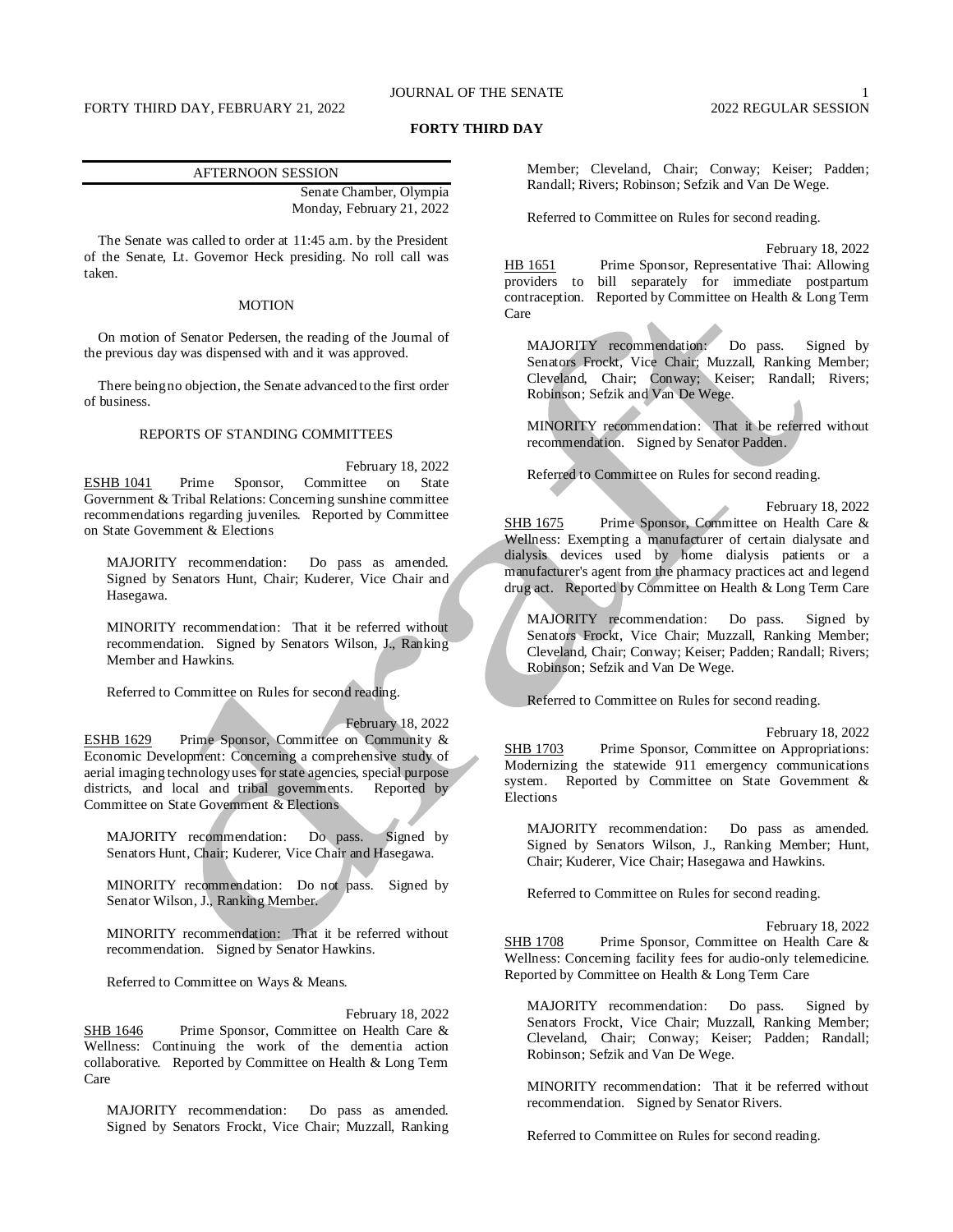# FORTY THIRD DAY

## AFTERNOON SESSION

Senate Chamber, Olympia
Monday, February 21, 2022

The Senate was called to order at 11:45 a.m. by the President of the Senate, Lt. Governor Heck presiding. No roll call was taken.

### MOTION

On motion of Senator Pedersen, the reading of the Journal of the previous day was dispensed with and it was approved.

There being no objection, the Senate advanced to the first order of business.

### REPORTS OF STANDING COMMITTEES

February 18, 2022

ESHB 1041 Prime Sponsor, Committee on State Government & Tribal Relations: Concerning sunshine committee recommendations regarding juveniles. Reported by Committee on State Government & Elections

MAJORITY recommendation: Do pass as amended. Signed by Senators Hunt, Chair; Kuderer, Vice Chair and Hasegawa.

MINORITY recommendation: That it be referred without recommendation. Signed by Senators Wilson, J., Ranking Member and Hawkins.

Referred to Committee on Rules for second reading.

February 18, 2022

ESHB 1629 Prime Sponsor, Committee on Community & Economic Development: Concerning a comprehensive study of aerial imaging technology uses for state agencies, special purpose districts, and local and tribal governments. Reported by Committee on State Government & Elections

MAJORITY recommendation: Do pass. Signed by Senators Hunt, Chair; Kuderer, Vice Chair and Hasegawa.

MINORITY recommendation: Do not pass. Signed by Senator Wilson, J., Ranking Member.

MINORITY recommendation: That it be referred without recommendation. Signed by Senator Hawkins.

Referred to Committee on Ways & Means.

February 18, 2022

SHB 1646 Prime Sponsor, Committee on Health Care & Wellness: Continuing the work of the dementia action collaborative. Reported by Committee on Health & Long Term Care

MAJORITY recommendation: Do pass as amended. Signed by Senators Frockt, Vice Chair; Muzzall, Ranking Member; Cleveland, Chair; Conway; Keiser; Padden; Randall; Rivers; Robinson; Sefzik and Van De Wege.

Referred to Committee on Rules for second reading.

February 18, 2022

HB 1651 Prime Sponsor, Representative Thai: Allowing providers to bill separately for immediate postpartum contraception. Reported by Committee on Health & Long Term Care

MAJORITY recommendation: Do pass. Signed by Senators Frockt, Vice Chair; Muzzall, Ranking Member; Cleveland, Chair; Conway; Keiser; Randall; Rivers; Robinson; Sefzik and Van De Wege.

MINORITY recommendation: That it be referred without recommendation. Signed by Senator Padden.

Referred to Committee on Rules for second reading.

February 18, 2022

SHB 1675 Prime Sponsor, Committee on Health Care & Wellness: Exempting a manufacturer of certain dialysate and dialysis devices used by home dialysis patients or a manufacturer's agent from the pharmacy practices act and legend drug act. Reported by Committee on Health & Long Term Care

MAJORITY recommendation: Do pass. Signed by Senators Frockt, Vice Chair; Muzzall, Ranking Member; Cleveland, Chair; Conway; Keiser; Padden; Randall; Rivers; Robinson; Sefzik and Van De Wege.

Referred to Committee on Rules for second reading.

February 18, 2022

SHB 1703 Prime Sponsor, Committee on Appropriations: Modernizing the statewide 911 emergency communications system. Reported by Committee on State Government & Elections

MAJORITY recommendation: Do pass as amended. Signed by Senators Wilson, J., Ranking Member; Hunt, Chair; Kuderer, Vice Chair; Hasegawa and Hawkins.

Referred to Committee on Rules for second reading.

February 18, 2022

SHB 1708 Prime Sponsor, Committee on Health Care & Wellness: Concerning facility fees for audio-only telemedicine. Reported by Committee on Health & Long Term Care

MAJORITY recommendation: Do pass. Signed by Senators Frockt, Vice Chair; Muzzall, Ranking Member; Cleveland, Chair; Conway; Keiser; Padden; Randall; Robinson; Sefzik and Van De Wege.

MINORITY recommendation: That it be referred without recommendation. Signed by Senator Rivers.

Referred to Committee on Rules for second reading.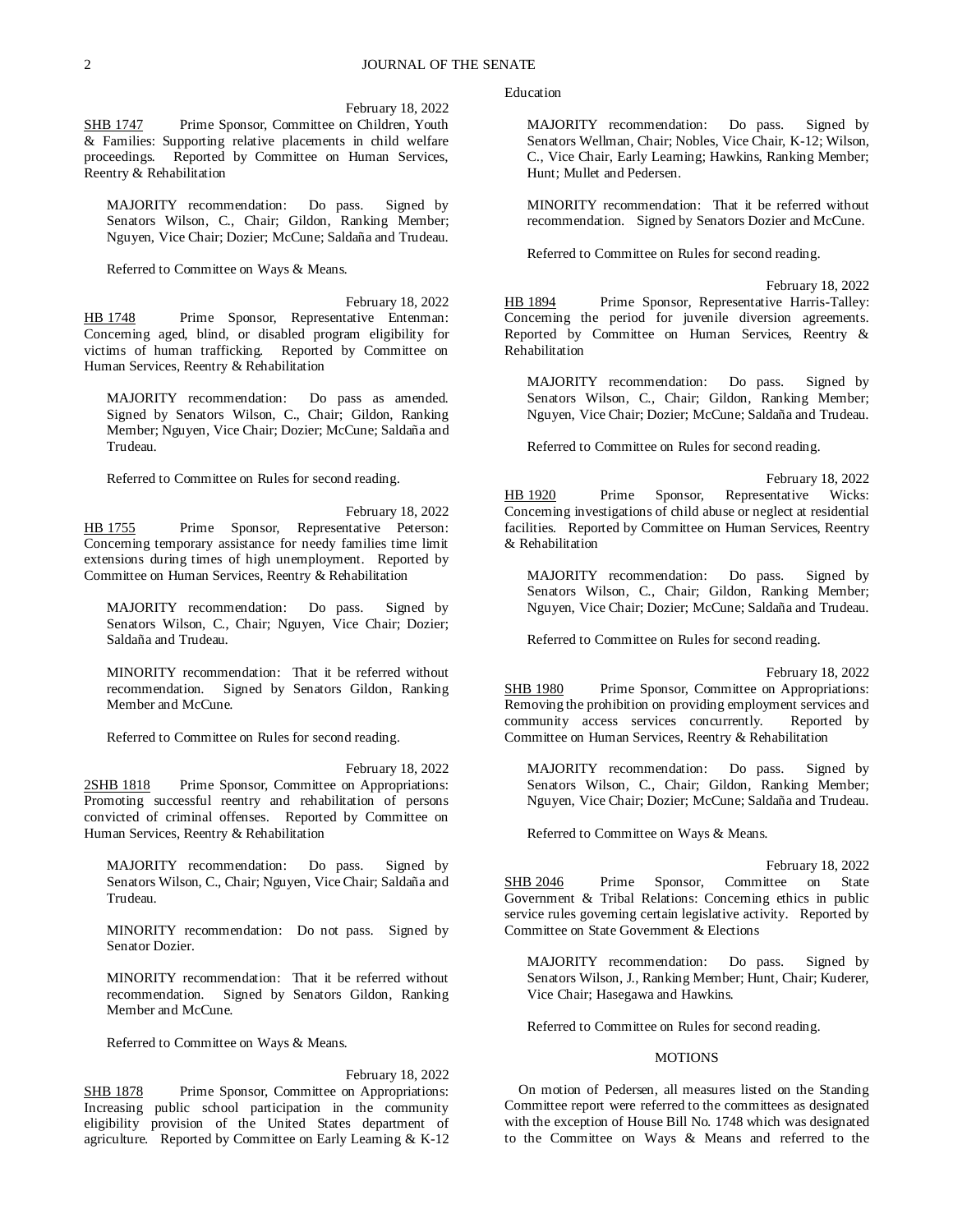February 18, 2022

SHB 1747 Prime Sponsor, Committee on Children, Youth & Families: Supporting relative placements in child welfare proceedings. Reported by Committee on Human Services, Reentry & Rehabilitation

MAJORITY recommendation: Do pass. Signed by Senators Wilson, C., Chair; Gildon, Ranking Member; Nguyen, Vice Chair; Dozier; McCune; Saldaña and Trudeau.

Referred to Committee on Ways & Means.

February 18, 2022

HB 1748 Prime Sponsor, Representative Entenman: Concerning aged, blind, or disabled program eligibility for victims of human trafficking. Reported by Committee on Human Services, Reentry & Rehabilitation

MAJORITY recommendation: Do pass as amended. Signed by Senators Wilson, C., Chair; Gildon, Ranking Member; Nguyen, Vice Chair; Dozier; McCune; Saldaña and Trudeau.

Referred to Committee on Rules for second reading.

February 18, 2022

HB 1755 Prime Sponsor, Representative Peterson: Concerning temporary assistance for needy families time limit extensions during times of high unemployment. Reported by Committee on Human Services, Reentry & Rehabilitation

MAJORITY recommendation: Do pass. Signed by Senators Wilson, C., Chair; Nguyen, Vice Chair; Dozier; Saldaña and Trudeau.

MINORITY recommendation: That it be referred without recommendation. Signed by Senators Gildon, Ranking Member and McCune.

Referred to Committee on Rules for second reading.

February 18, 2022

2SHB 1818 Prime Sponsor, Committee on Appropriations: Promoting successful reentry and rehabilitation of persons convicted of criminal offenses. Reported by Committee on Human Services, Reentry & Rehabilitation

MAJORITY recommendation: Do pass. Signed by Senators Wilson, C., Chair; Nguyen, Vice Chair; Saldaña and Trudeau.

MINORITY recommendation: Do not pass. Signed by Senator Dozier.

MINORITY recommendation: That it be referred without recommendation. Signed by Senators Gildon, Ranking Member and McCune.

Referred to Committee on Ways & Means.

February 18, 2022

SHB 1878 Prime Sponsor, Committee on Appropriations: Increasing public school participation in the community eligibility provision of the United States department of agriculture. Reported by Committee on Early Learning & K-12 Education

MAJORITY recommendation: Do pass. Signed by Senators Wellman, Chair; Nobles, Vice Chair, K-12; Wilson, C., Vice Chair, Early Learning; Hawkins, Ranking Member; Hunt; Mullet and Pedersen.

MINORITY recommendation: That it be referred without recommendation. Signed by Senators Dozier and McCune.

Referred to Committee on Rules for second reading.

February 18, 2022

HB 1894 Prime Sponsor, Representative Harris-Talley: Concerning the period for juvenile diversion agreements. Reported by Committee on Human Services, Reentry & Rehabilitation

MAJORITY recommendation: Do pass. Signed by Senators Wilson, C., Chair; Gildon, Ranking Member; Nguyen, Vice Chair; Dozier; McCune; Saldaña and Trudeau.

Referred to Committee on Rules for second reading.

February 18, 2022

HB 1920 Prime Sponsor, Representative Wicks: Concerning investigations of child abuse or neglect at residential facilities. Reported by Committee on Human Services, Reentry & Rehabilitation

MAJORITY recommendation: Do pass. Signed by Senators Wilson, C., Chair; Gildon, Ranking Member; Nguyen, Vice Chair; Dozier; McCune; Saldaña and Trudeau.

Referred to Committee on Rules for second reading.

February 18, 2022

SHB 1980 Prime Sponsor, Committee on Appropriations: Removing the prohibition on providing employment services and community access services concurrently. Reported by Committee on Human Services, Reentry & Rehabilitation

MAJORITY recommendation: Do pass. Signed by Senators Wilson, C., Chair; Gildon, Ranking Member; Nguyen, Vice Chair; Dozier; McCune; Saldaña and Trudeau.

Referred to Committee on Ways & Means.

February 18, 2022

SHB 2046 Prime Sponsor, Committee on State Government & Tribal Relations: Concerning ethics in public service rules governing certain legislative activity. Reported by Committee on State Government & Elections

MAJORITY recommendation: Do pass. Signed by Senators Wilson, J., Ranking Member; Hunt, Chair; Kuderer, Vice Chair; Hasegawa and Hawkins.

Referred to Committee on Rules for second reading.

## MOTIONS

On motion of Pedersen, all measures listed on the Standing Committee report were referred to the committees as designated with the exception of House Bill No. 1748 which was designated to the Committee on Ways & Means and referred to the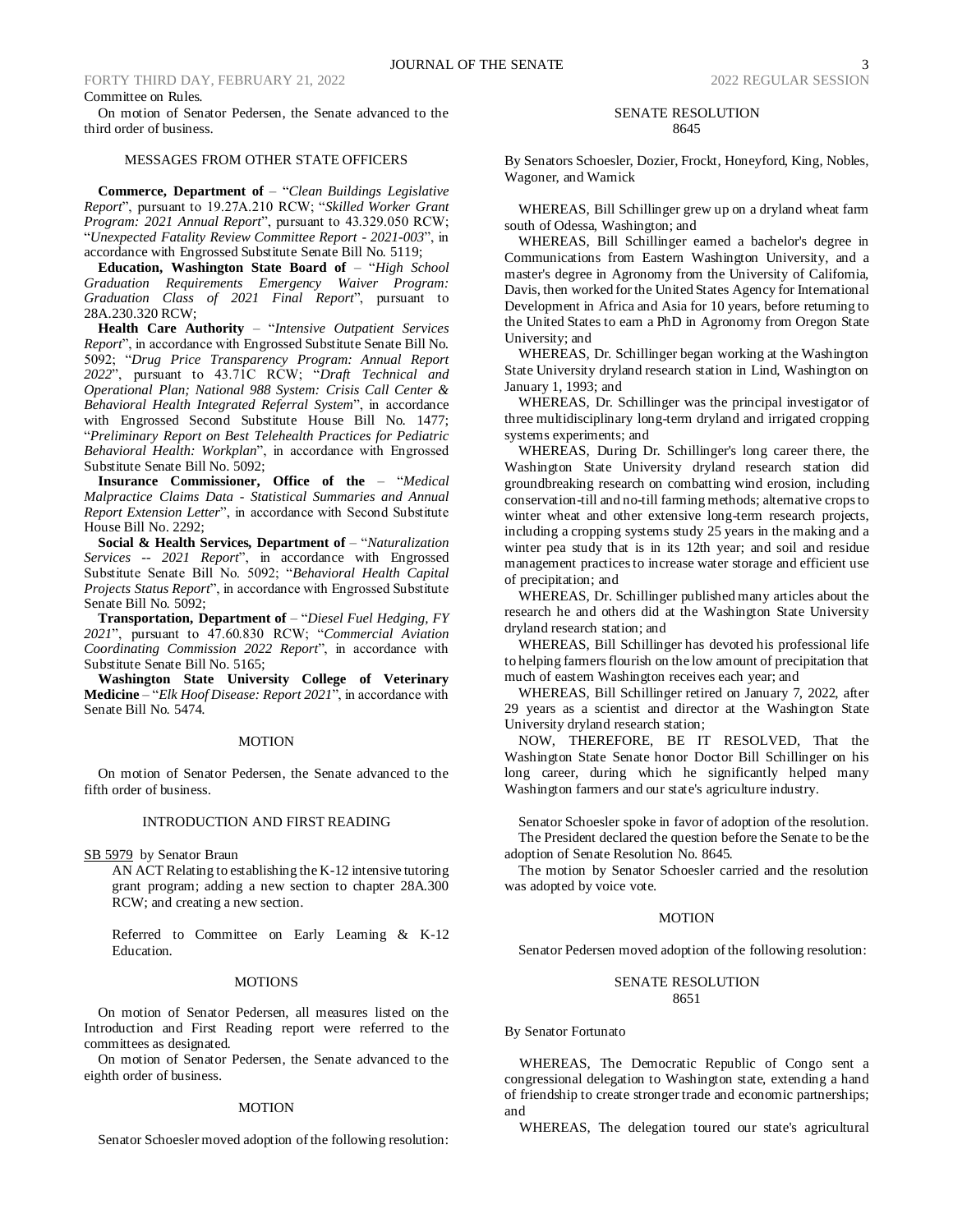Committee on Rules.

On motion of Senator Pedersen, the Senate advanced to the third order of business.

## MESSAGES FROM OTHER STATE OFFICERS

**Commerce, Department of** – "*Clean Buildings Legislative Report*", pursuant to 19.27A.210 RCW; "*Skilled Worker Grant Program: 2021 Annual Report*", pursuant to 43.329.050 RCW; "*Unexpected Fatality Review Committee Report - 2021-003*", in accordance with Engrossed Substitute Senate Bill No. 5119;

**Education, Washington State Board of** – "*High School Graduation Requirements Emergency Waiver Program: Graduation Class of 2021 Final Report*", pursuant to 28A.230.320 RCW;

**Health Care Authority** – "*Intensive Outpatient Services Report*", in accordance with Engrossed Substitute Senate Bill No. 5092; "*Drug Price Transparency Program: Annual Report 2022*", pursuant to 43.71C RCW; "*Draft Technical and Operational Plan; National 988 System: Crisis Call Center & Behavioral Health Integrated Referral System*", in accordance with Engrossed Second Substitute House Bill No. 1477; "*Preliminary Report on Best Telehealth Practices for Pediatric Behavioral Health: Workplan*", in accordance with Engrossed Substitute Senate Bill No. 5092;

**Insurance Commissioner, Office of the** – "*Medical Malpractice Claims Data - Statistical Summaries and Annual Report Extension Letter*", in accordance with Second Substitute House Bill No. 2292;

**Social & Health Services, Department of** – "*Naturalization Services -- 2021 Report*", in accordance with Engrossed Substitute Senate Bill No. 5092; "*Behavioral Health Capital Projects Status Report*", in accordance with Engrossed Substitute Senate Bill No. 5092;

**Transportation, Department of** – "*Diesel Fuel Hedging, FY 2021*", pursuant to 47.60.830 RCW; "*Commercial Aviation Coordinating Commission 2022 Report*", in accordance with Substitute Senate Bill No. 5165;

**Washington State University College of Veterinary Medicine** – "*Elk Hoof Disease: Report 2021*", in accordance with Senate Bill No. 5474.

## MOTION

On motion of Senator Pedersen, the Senate advanced to the fifth order of business.

## INTRODUCTION AND FIRST READING

SB 5979 by Senator Braun

AN ACT Relating to establishing the K-12 intensive tutoring grant program; adding a new section to chapter 28A.300 RCW; and creating a new section.

Referred to Committee on Early Learning & K-12 Education.

## MOTIONS

On motion of Senator Pedersen, all measures listed on the Introduction and First Reading report were referred to the committees as designated.

On motion of Senator Pedersen, the Senate advanced to the eighth order of business.

## MOTION

Senator Schoesler moved adoption of the following resolution:

### SENATE RESOLUTION 8645

By Senators Schoesler, Dozier, Frockt, Honeyford, King, Nobles, Wagoner, and Warnick

WHEREAS, Bill Schillinger grew up on a dryland wheat farm south of Odessa, Washington; and

WHEREAS, Bill Schillinger earned a bachelor's degree in Communications from Eastern Washington University, and a master's degree in Agronomy from the University of California, Davis, then worked for the United States Agency for International Development in Africa and Asia for 10 years, before returning to the United States to earn a PhD in Agronomy from Oregon State University; and

WHEREAS, Dr. Schillinger began working at the Washington State University dryland research station in Lind, Washington on January 1, 1993; and

WHEREAS, Dr. Schillinger was the principal investigator of three multidisciplinary long-term dryland and irrigated cropping systems experiments; and

WHEREAS, During Dr. Schillinger's long career there, the Washington State University dryland research station did groundbreaking research on combatting wind erosion, including conservation-till and no-till farming methods; alternative crops to winter wheat and other extensive long-term research projects, including a cropping systems study 25 years in the making and a winter pea study that is in its 12th year; and soil and residue management practices to increase water storage and efficient use of precipitation; and

WHEREAS, Dr. Schillinger published many articles about the research he and others did at the Washington State University dryland research station; and

WHEREAS, Bill Schillinger has devoted his professional life to helping farmers flourish on the low amount of precipitation that much of eastern Washington receives each year; and

WHEREAS, Bill Schillinger retired on January 7, 2022, after 29 years as a scientist and director at the Washington State University dryland research station;

NOW, THEREFORE, BE IT RESOLVED, That the Washington State Senate honor Doctor Bill Schillinger on his long career, during which he significantly helped many Washington farmers and our state's agriculture industry.

Senator Schoesler spoke in favor of adoption of the resolution.

The President declared the question before the Senate to be the adoption of Senate Resolution No. 8645.

The motion by Senator Schoesler carried and the resolution was adopted by voice vote.

## MOTION

Senator Pedersen moved adoption of the following resolution:

### SENATE RESOLUTION 8651

By Senator Fortunato

WHEREAS, The Democratic Republic of Congo sent a congressional delegation to Washington state, extending a hand of friendship to create stronger trade and economic partnerships; and

WHEREAS, The delegation toured our state's agricultural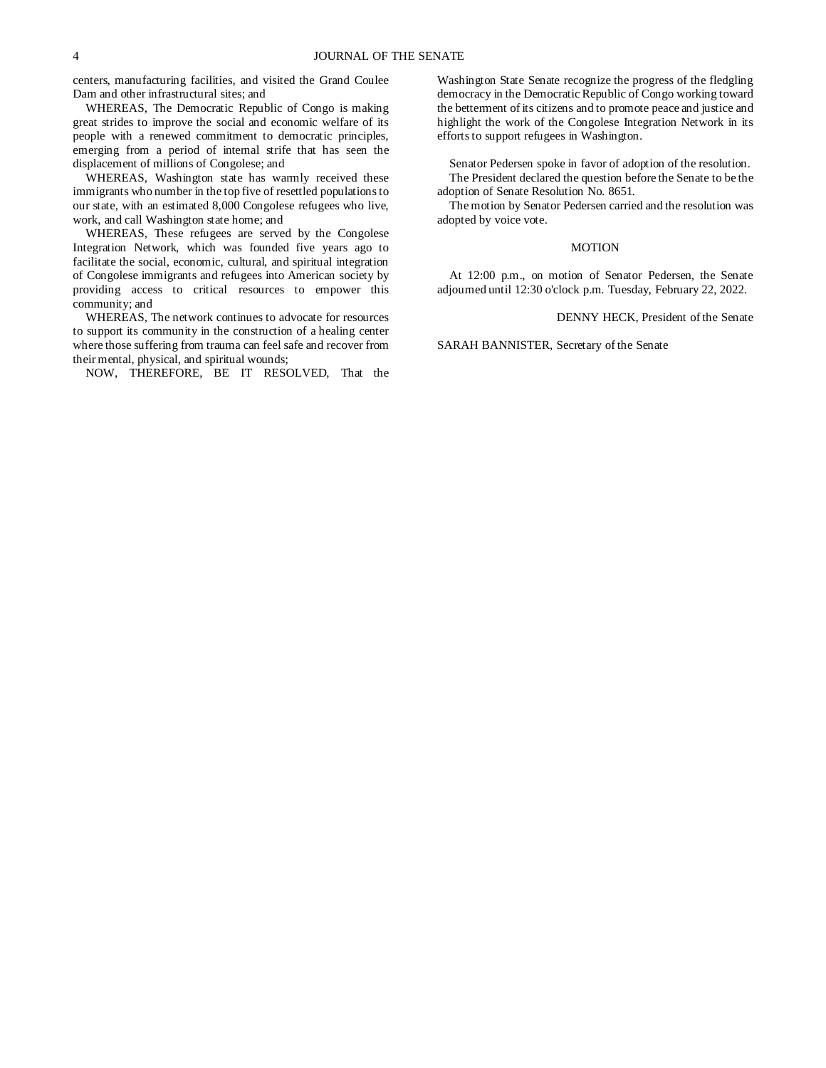centers, manufacturing facilities, and visited the Grand Coulee Dam and other infrastructural sites; and

WHEREAS, The Democratic Republic of Congo is making great strides to improve the social and economic welfare of its people with a renewed commitment to democratic principles, emerging from a period of internal strife that has seen the displacement of millions of Congolese; and

WHEREAS, Washington state has warmly received these immigrants who number in the top five of resettled populations to our state, with an estimated 8,000 Congolese refugees who live, work, and call Washington state home; and

WHEREAS, These refugees are served by the Congolese Integration Network, which was founded five years ago to facilitate the social, economic, cultural, and spiritual integration of Congolese immigrants and refugees into American society by providing access to critical resources to empower this community; and

WHEREAS, The network continues to advocate for resources to support its community in the construction of a healing center where those suffering from trauma can feel safe and recover from their mental, physical, and spiritual wounds;

NOW, THEREFORE, BE IT RESOLVED, That the Washington State Senate recognize the progress of the fledgling democracy in the Democratic Republic of Congo working toward the betterment of its citizens and to promote peace and justice and highlight the work of the Congolese Integration Network in its efforts to support refugees in Washington.

Senator Pedersen spoke in favor of adoption of the resolution.

The President declared the question before the Senate to be the adoption of Senate Resolution No. 8651.

The motion by Senator Pedersen carried and the resolution was adopted by voice vote.

MOTION

At 12:00 p.m., on motion of Senator Pedersen, the Senate adjourned until 12:30 o'clock p.m. Tuesday, February 22, 2022.

DENNY HECK, President of the Senate

SARAH BANNISTER, Secretary of the Senate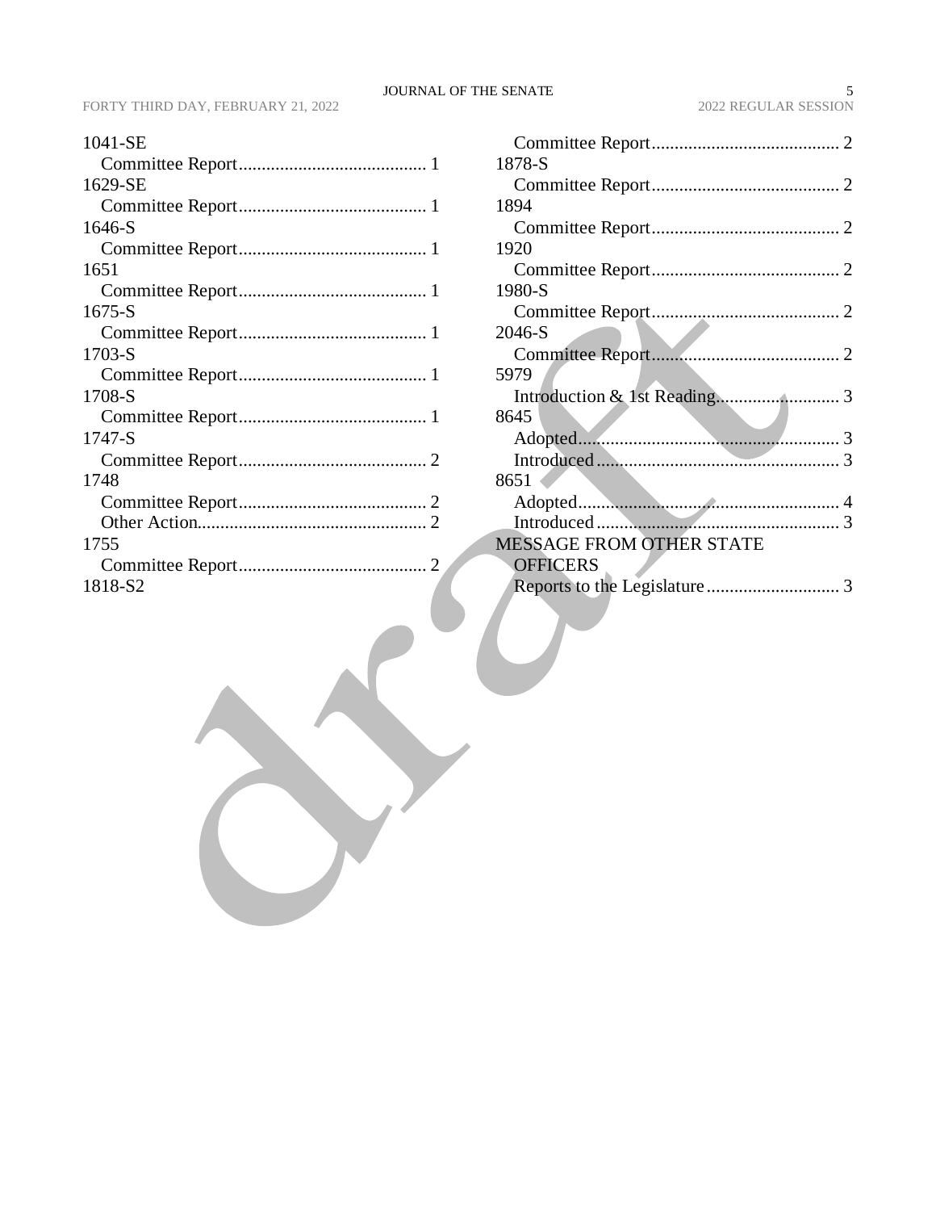1041-SE
  Committee Report......................................... 1
1629-SE
  Committee Report......................................... 1
1646-S
  Committee Report......................................... 1
1651
  Committee Report......................................... 1
1675-S
  Committee Report......................................... 1
1703-S
  Committee Report......................................... 1
1708-S
  Committee Report......................................... 1
1747-S
  Committee Report......................................... 2
1748
  Committee Report......................................... 2
  Other Action................................................. 2
1755
  Committee Report......................................... 2
1818-S2
  Committee Report......................................... 2
1878-S
  Committee Report......................................... 2
1894
  Committee Report......................................... 2
1920
  Committee Report......................................... 2
1980-S
  Committee Report......................................... 2
2046-S
  Committee Report......................................... 2
5979
  Introduction & 1st Reading........................... 3
8645
  Adopted......................................................... 3
  Introduced..................................................... 3
8651
  Adopted......................................................... 4
  Introduced..................................................... 3
MESSAGE FROM OTHER STATE OFFICERS
  Reports to the Legislature............................. 3